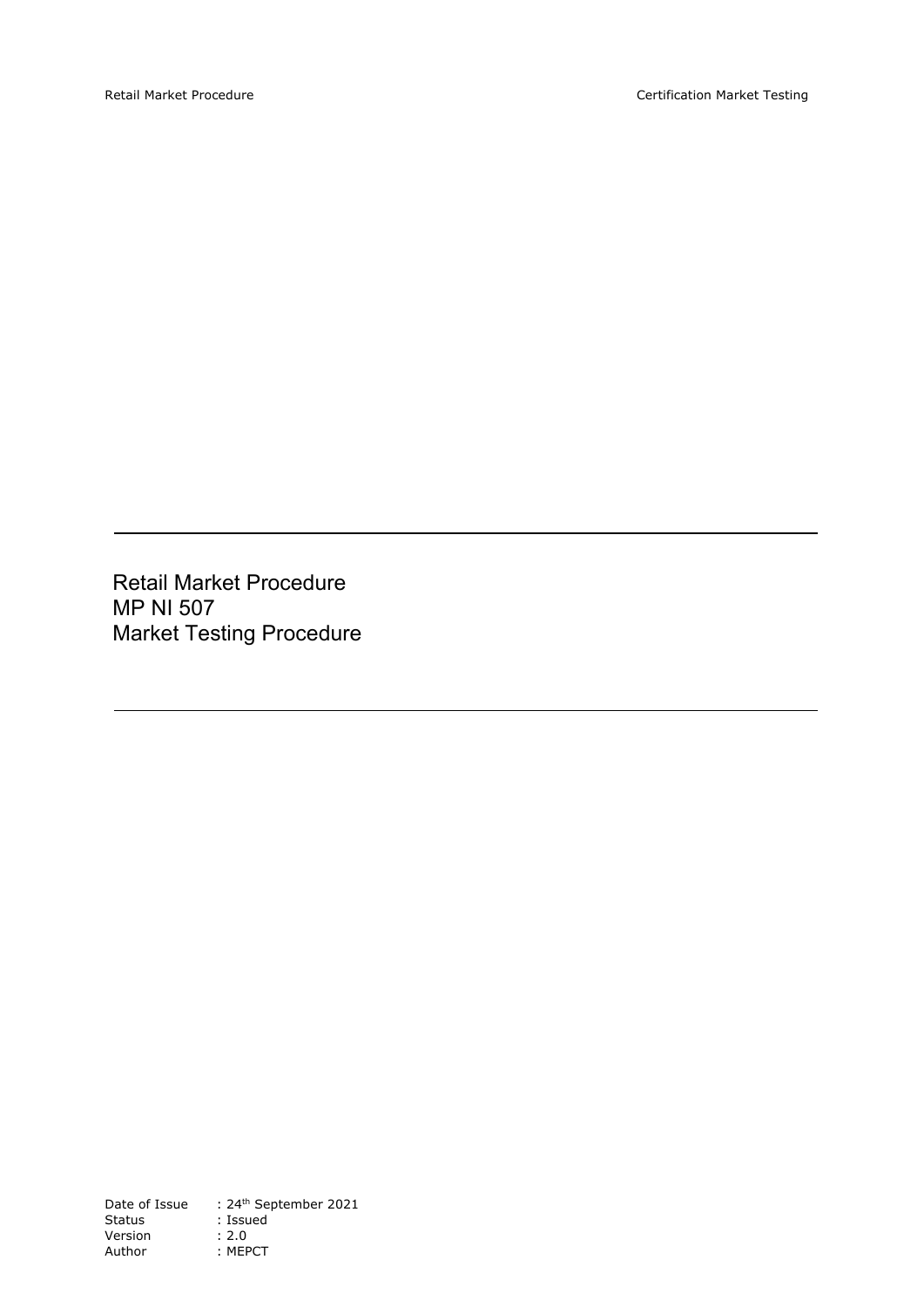# Retail Market Procedure
# MP NI 507
# Market Testing Procedure

| | |
|---|---|
| Date of Issue | : 24th September 2021 |
| Status | : Issued |
| Version | : 2.0 |
| Author | : MEPCT |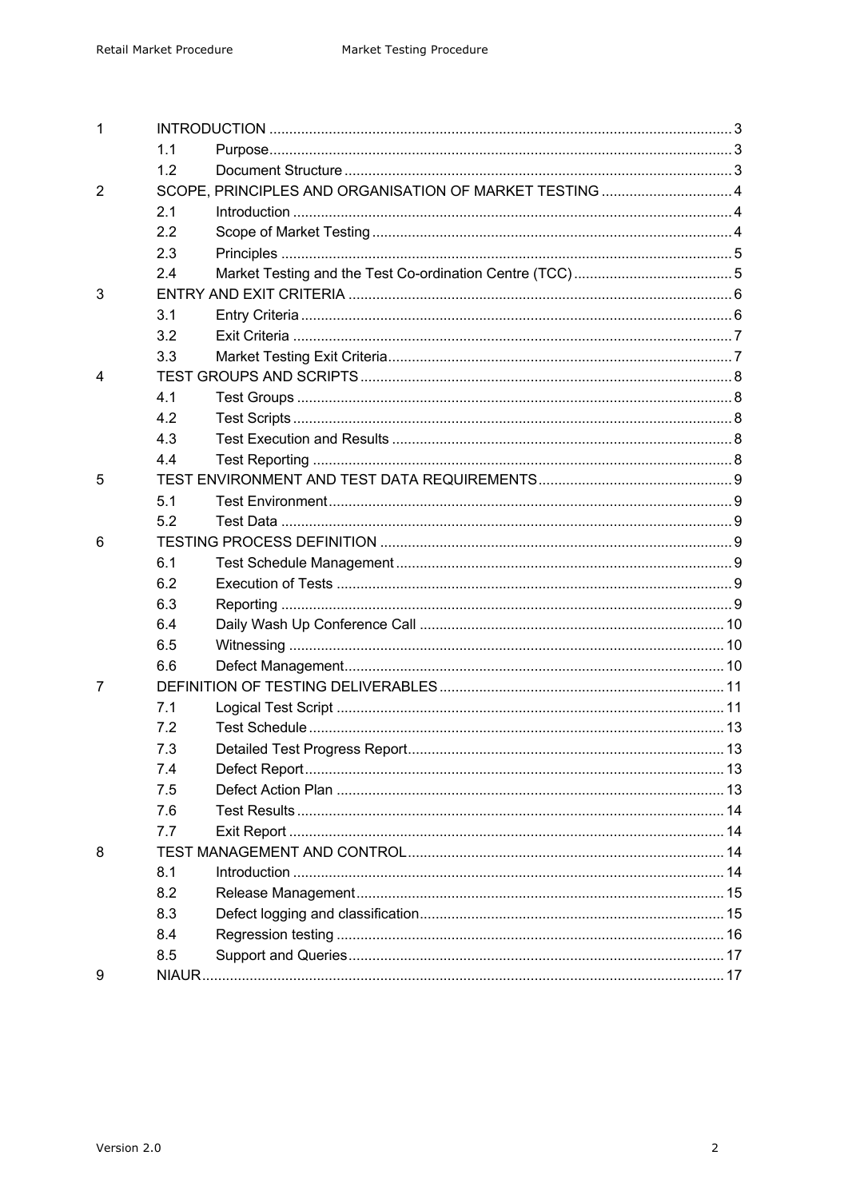| | | | |
|---|---|---|---|
| 1 | INTRODUCTION | | 3 |
| | 1.1 | Purpose | 3 |
| | 1.2 | Document Structure | 3 |
| 2 | SCOPE, PRINCIPLES AND ORGANISATION OF MARKET TESTING | | 4 |
| | 2.1 | Introduction | 4 |
| | 2.2 | Scope of Market Testing | 4 |
| | 2.3 | Principles | 5 |
| | 2.4 | Market Testing and the Test Co-ordination Centre (TCC) | 5 |
| 3 | ENTRY AND EXIT CRITERIA | | 6 |
| | 3.1 | Entry Criteria | 6 |
| | 3.2 | Exit Criteria | 7 |
| | 3.3 | Market Testing Exit Criteria | 7 |
| 4 | TEST GROUPS AND SCRIPTS | | 8 |
| | 4.1 | Test Groups | 8 |
| | 4.2 | Test Scripts | 8 |
| | 4.3 | Test Execution and Results | 8 |
| | 4.4 | Test Reporting | 8 |
| 5 | TEST ENVIRONMENT AND TEST DATA REQUIREMENTS | | 9 |
| | 5.1 | Test Environment | 9 |
| | 5.2 | Test Data | 9 |
| 6 | TESTING PROCESS DEFINITION | | 9 |
| | 6.1 | Test Schedule Management | 9 |
| | 6.2 | Execution of Tests | 9 |
| | 6.3 | Reporting | 9 |
| | 6.4 | Daily Wash Up Conference Call | 10 |
| | 6.5 | Witnessing | 10 |
| | 6.6 | Defect Management | 10 |
| 7 | DEFINITION OF TESTING DELIVERABLES | | 11 |
| | 7.1 | Logical Test Script | 11 |
| | 7.2 | Test Schedule | 13 |
| | 7.3 | Detailed Test Progress Report | 13 |
| | 7.4 | Defect Report | 13 |
| | 7.5 | Defect Action Plan | 13 |
| | 7.6 | Test Results | 14 |
| | 7.7 | Exit Report | 14 |
| 8 | TEST MANAGEMENT AND CONTROL | | 14 |
| | 8.1 | Introduction | 14 |
| | 8.2 | Release Management | 15 |
| | 8.3 | Defect logging and classification | 15 |
| | 8.4 | Regression testing | 16 |
| | 8.5 | Support and Queries | 17 |
| 9 | NIAUR | | 17 |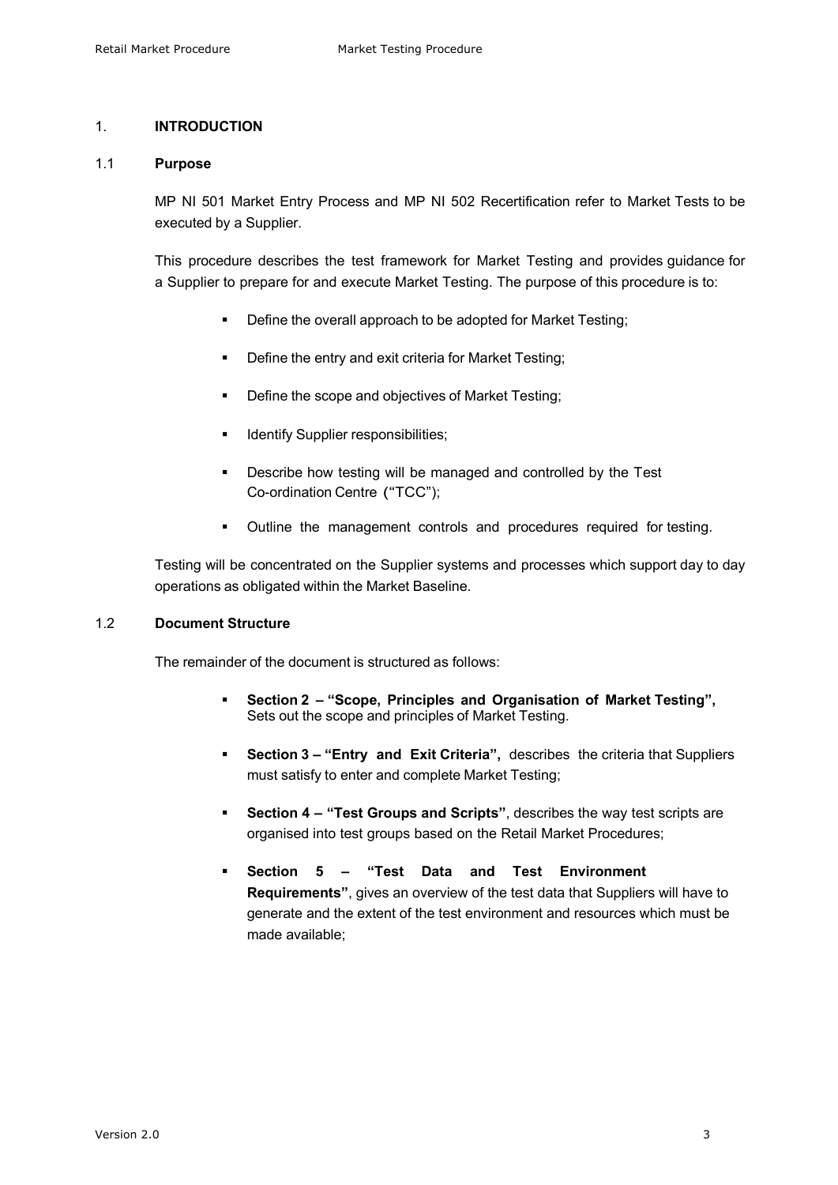# 1. INTRODUCTION

## 1.1 Purpose

MP NI 501 Market Entry Process and MP NI 502 Recertification refer to Market Tests to be executed by a Supplier.

This procedure describes the test framework for Market Testing and provides guidance for a Supplier to prepare for and execute Market Testing. The purpose of this procedure is to:

- Define the overall approach to be adopted for Market Testing;
- Define the entry and exit criteria for Market Testing;
- Define the scope and objectives of Market Testing;
- Identify Supplier responsibilities;
- Describe how testing will be managed and controlled by the Test Co-ordination Centre ("TCC");
- Outline the management controls and procedures required for testing.

Testing will be concentrated on the Supplier systems and processes which support day to day operations as obligated within the Market Baseline.

## 1.2 Document Structure

The remainder of the document is structured as follows:

- **Section 2 – "Scope, Principles and Organisation of Market Testing",** Sets out the scope and principles of Market Testing.
- **Section 3 – "Entry and Exit Criteria",** describes the criteria that Suppliers must satisfy to enter and complete Market Testing;
- **Section 4 – "Test Groups and Scripts"**, describes the way test scripts are organised into test groups based on the Retail Market Procedures;
- **Section 5 – "Test Data and Test Environment Requirements"**, gives an overview of the test data that Suppliers will have to generate and the extent of the test environment and resources which must be made available;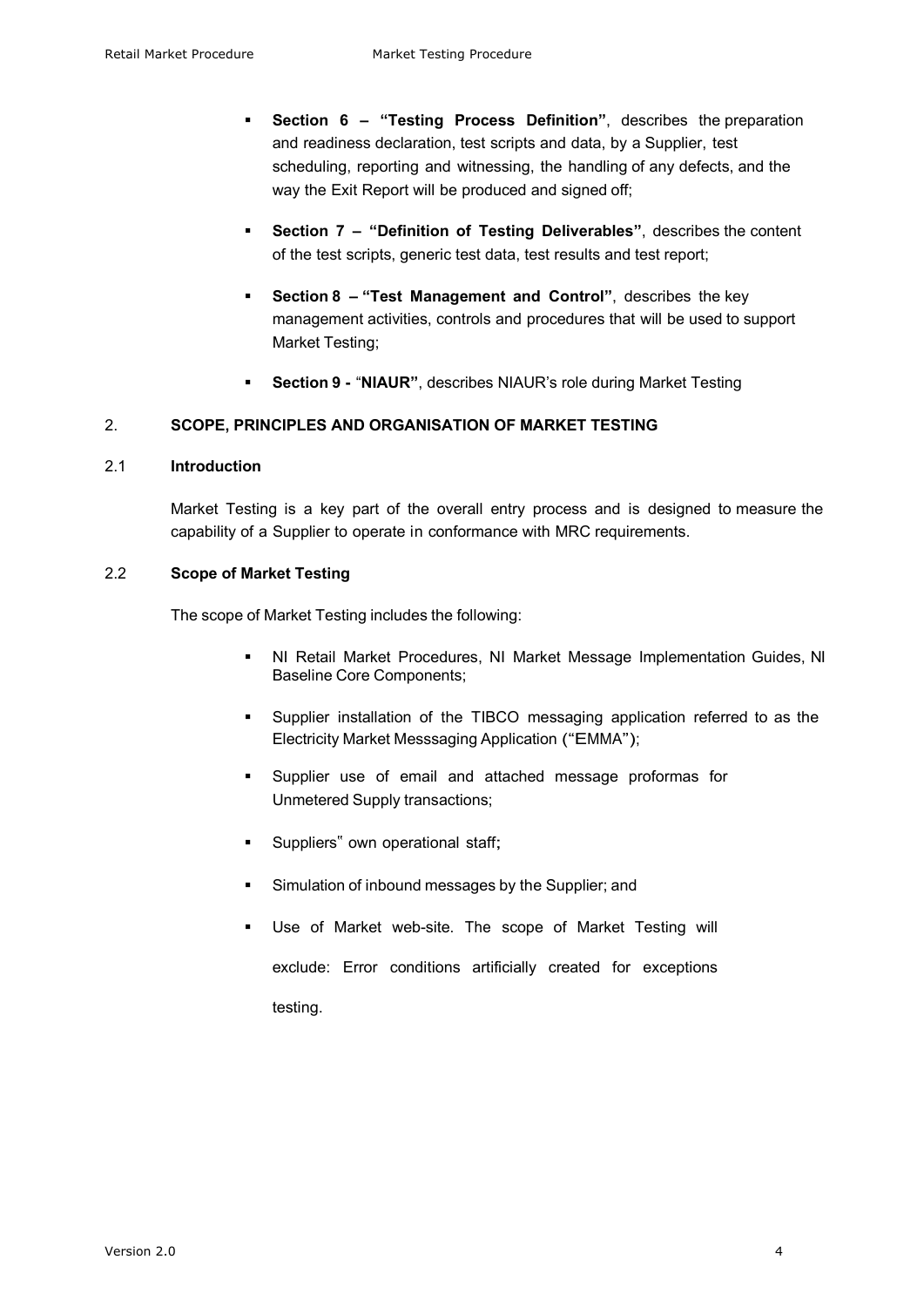- **Section 6 – "Testing Process Definition"**, describes the preparation and readiness declaration, test scripts and data, by a Supplier, test scheduling, reporting and witnessing, the handling of any defects, and the way the Exit Report will be produced and signed off;
- **Section 7 – "Definition of Testing Deliverables"**, describes the content of the test scripts, generic test data, test results and test report;
- **Section 8 – "Test Management and Control"**, describes the key management activities, controls and procedures that will be used to support Market Testing;
- **Section 9 -** "**NIAUR"**, describes NIAUR's role during Market Testing

## 2. SCOPE, PRINCIPLES AND ORGANISATION OF MARKET TESTING

### 2.1 Introduction

Market Testing is a key part of the overall entry process and is designed to measure the capability of a Supplier to operate in conformance with MRC requirements.

### 2.2 Scope of Market Testing

The scope of Market Testing includes the following:

- NI Retail Market Procedures, NI Market Message Implementation Guides, NI Baseline Core Components;
- Supplier installation of the TIBCO messaging application referred to as the Electricity Market Messsaging Application ("EMMA");
- Supplier use of email and attached message proformas for Unmetered Supply transactions;
- Suppliers" own operational staff;
- Simulation of inbound messages by the Supplier; and
- Use of Market web-site. The scope of Market Testing will exclude: Error conditions artificially created for exceptions testing.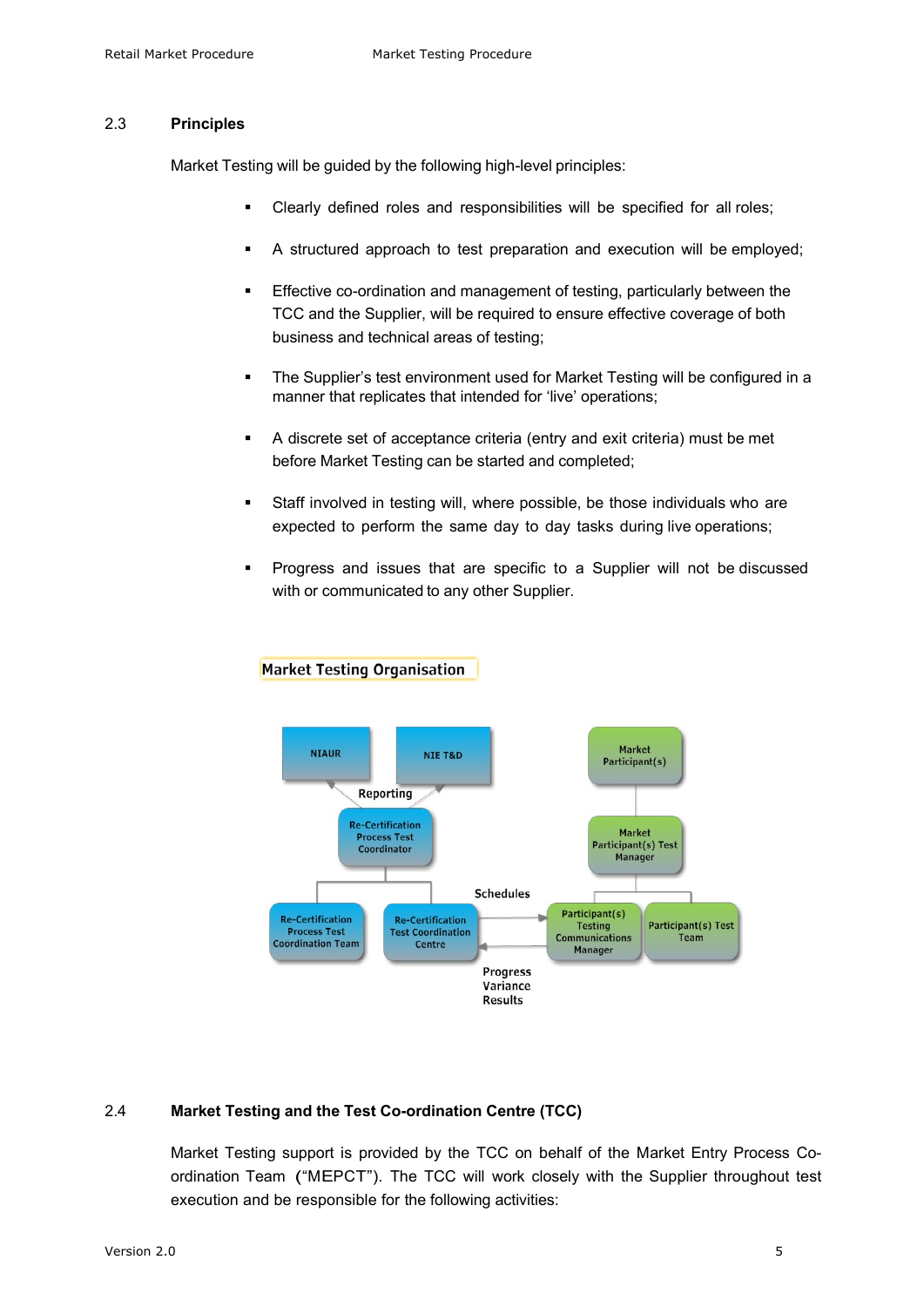## 2.3 Principles

Market Testing will be guided by the following high-level principles:

- Clearly defined roles and responsibilities will be specified for all roles;
- A structured approach to test preparation and execution will be employed;
- Effective co-ordination and management of testing, particularly between the TCC and the Supplier, will be required to ensure effective coverage of both business and technical areas of testing;
- The Supplier's test environment used for Market Testing will be configured in a manner that replicates that intended for 'live' operations;
- A discrete set of acceptance criteria (entry and exit criteria) must be met before Market Testing can be started and completed;
- Staff involved in testing will, where possible, be those individuals who are expected to perform the same day to day tasks during live operations;
- Progress and issues that are specific to a Supplier will not be discussed with or communicated to any other Supplier.

**Market Testing Organisation**

NIAUR | NIE T&D | Reporting | Re-Certification Process Test Coordinator | Re-Certification Process Test Coordination Team | Re-Certification Test Coordination Centre | Schedules | Progress Variance Results | Market Participant(s) | Market Participant(s) Test Manager | Participant(s) Testing Communications Manager | Participant(s) Test Team

## 2.4 Market Testing and the Test Co-ordination Centre (TCC)

Market Testing support is provided by the TCC on behalf of the Market Entry Process Co-ordination Team ("MEPCT"). The TCC will work closely with the Supplier throughout test execution and be responsible for the following activities: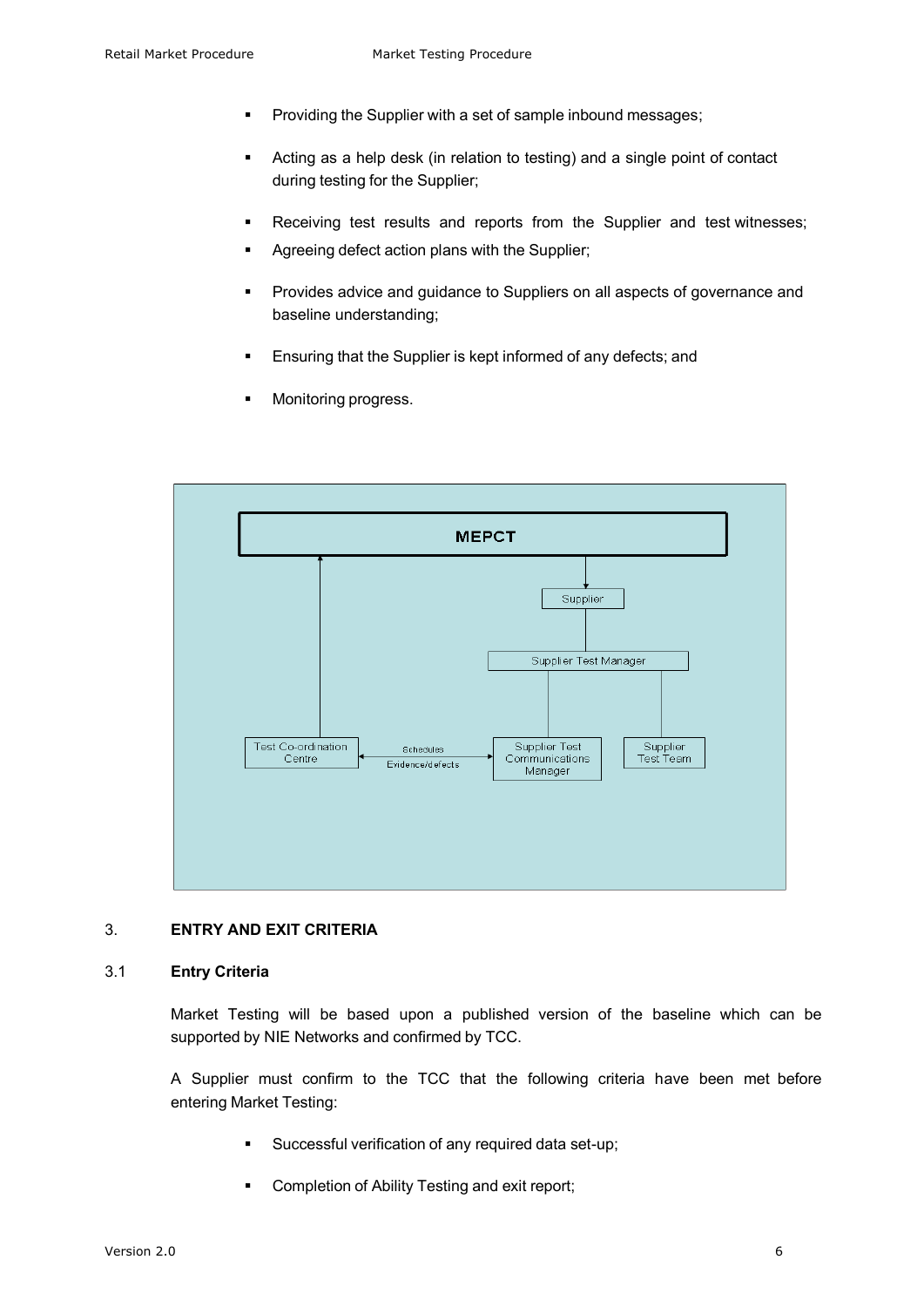- Providing the Supplier with a set of sample inbound messages;
- Acting as a help desk (in relation to testing) and a single point of contact during testing for the Supplier;
- Receiving test results and reports from the Supplier and test witnesses;
- Agreeing defect action plans with the Supplier;
- Provides advice and guidance to Suppliers on all aspects of governance and baseline understanding;
- Ensuring that the Supplier is kept informed of any defects; and
- Monitoring progress.

## 3. ENTRY AND EXIT CRITERIA

### 3.1 Entry Criteria

Market Testing will be based upon a published version of the baseline which can be supported by NIE Networks and confirmed by TCC.

A Supplier must confirm to the TCC that the following criteria have been met before entering Market Testing:

- Successful verification of any required data set-up;
- Completion of Ability Testing and exit report;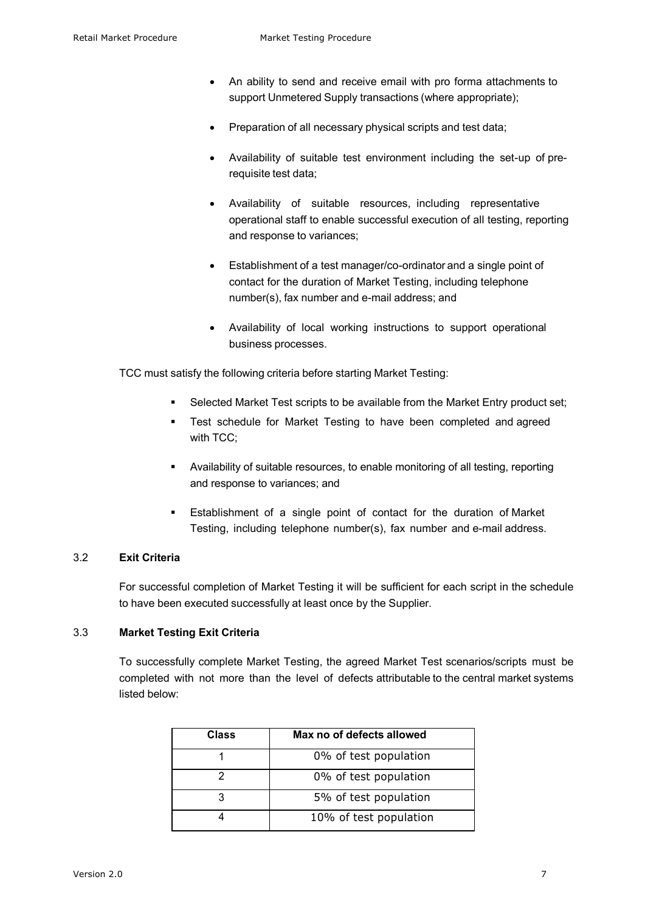- An ability to send and receive email with pro forma attachments to support Unmetered Supply transactions (where appropriate);
- Preparation of all necessary physical scripts and test data;
- Availability of suitable test environment including the set-up of pre-requisite test data;
- Availability of suitable resources, including representative operational staff to enable successful execution of all testing, reporting and response to variances;
- Establishment of a test manager/co-ordinator and a single point of contact for the duration of Market Testing, including telephone number(s), fax number and e-mail address; and
- Availability of local working instructions to support operational business processes.

TCC must satisfy the following criteria before starting Market Testing:

- Selected Market Test scripts to be available from the Market Entry product set;
- Test schedule for Market Testing to have been completed and agreed with TCC;
- Availability of suitable resources, to enable monitoring of all testing, reporting and response to variances; and
- Establishment of a single point of contact for the duration of Market Testing, including telephone number(s), fax number and e-mail address.

### 3.2 Exit Criteria

For successful completion of Market Testing it will be sufficient for each script in the schedule to have been executed successfully at least once by the Supplier.

### 3.3 Market Testing Exit Criteria

To successfully complete Market Testing, the agreed Market Test scenarios/scripts must be completed with not more than the level of defects attributable to the central market systems listed below:

| Class | Max no of defects allowed |
|---|---|
| 1 | 0% of test population |
| 2 | 0% of test population |
| 3 | 5% of test population |
| 4 | 10% of test population |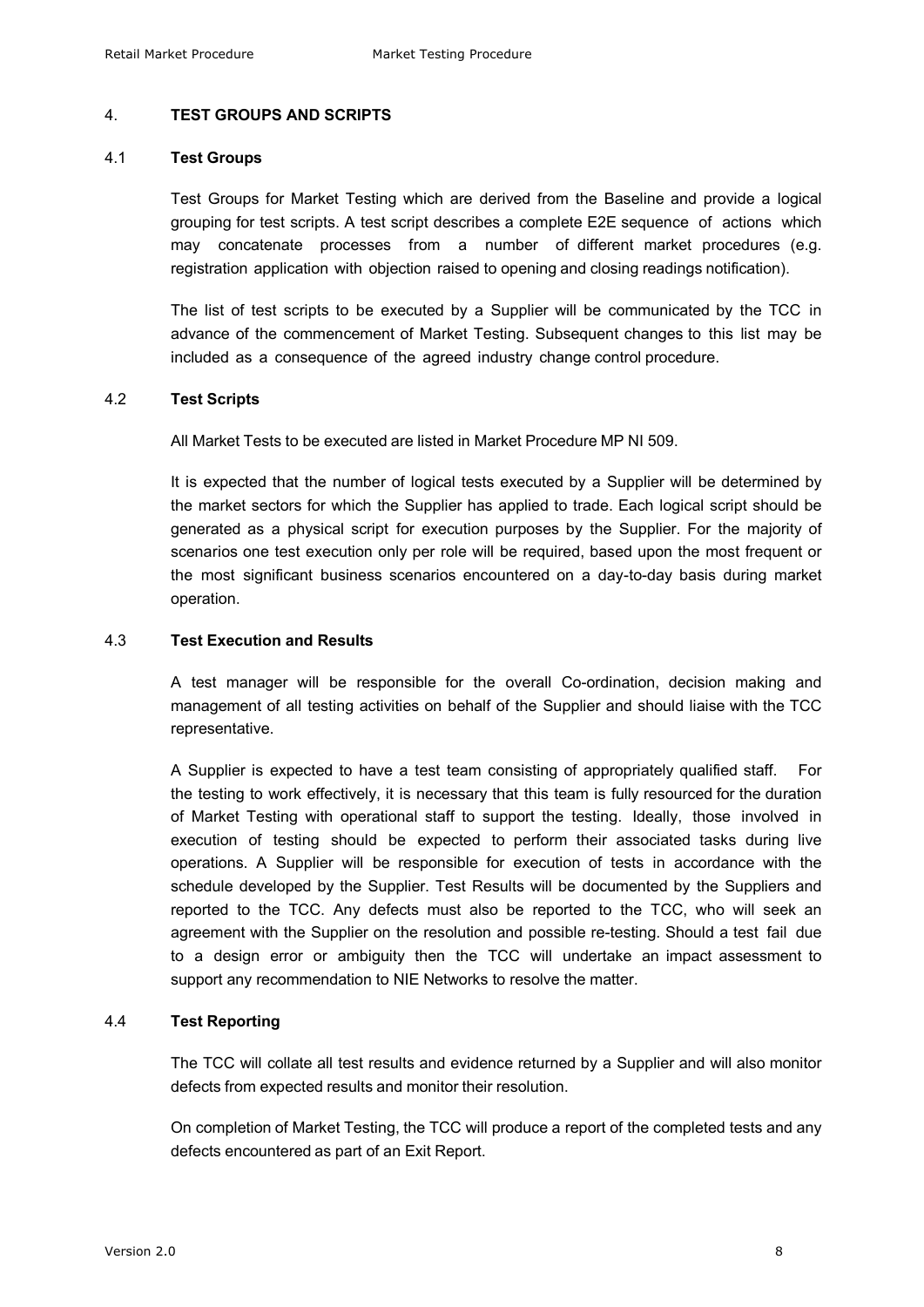## 4. TEST GROUPS AND SCRIPTS

### 4.1 Test Groups

Test Groups for Market Testing which are derived from the Baseline and provide a logical grouping for test scripts. A test script describes a complete E2E sequence of actions which may concatenate processes from a number of different market procedures (e.g. registration application with objection raised to opening and closing readings notification).

The list of test scripts to be executed by a Supplier will be communicated by the TCC in advance of the commencement of Market Testing. Subsequent changes to this list may be included as a consequence of the agreed industry change control procedure.

### 4.2 Test Scripts

All Market Tests to be executed are listed in Market Procedure MP NI 509.

It is expected that the number of logical tests executed by a Supplier will be determined by the market sectors for which the Supplier has applied to trade. Each logical script should be generated as a physical script for execution purposes by the Supplier. For the majority of scenarios one test execution only per role will be required, based upon the most frequent or the most significant business scenarios encountered on a day-to-day basis during market operation.

### 4.3 Test Execution and Results

A test manager will be responsible for the overall Co-ordination, decision making and management of all testing activities on behalf of the Supplier and should liaise with the TCC representative.

A Supplier is expected to have a test team consisting of appropriately qualified staff. For the testing to work effectively, it is necessary that this team is fully resourced for the duration of Market Testing with operational staff to support the testing. Ideally, those involved in execution of testing should be expected to perform their associated tasks during live operations. A Supplier will be responsible for execution of tests in accordance with the schedule developed by the Supplier. Test Results will be documented by the Suppliers and reported to the TCC. Any defects must also be reported to the TCC, who will seek an agreement with the Supplier on the resolution and possible re-testing. Should a test fail due to a design error or ambiguity then the TCC will undertake an impact assessment to support any recommendation to NIE Networks to resolve the matter.

### 4.4 Test Reporting

The TCC will collate all test results and evidence returned by a Supplier and will also monitor defects from expected results and monitor their resolution.

On completion of Market Testing, the TCC will produce a report of the completed tests and any defects encountered as part of an Exit Report.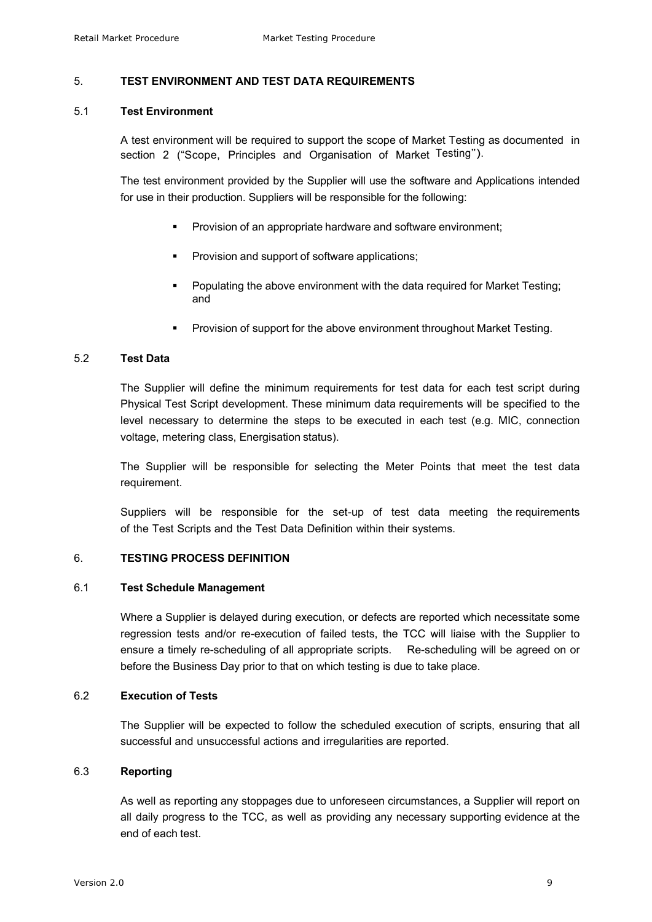## 5. TEST ENVIRONMENT AND TEST DATA REQUIREMENTS

### 5.1 Test Environment

A test environment will be required to support the scope of Market Testing as documented in section 2 ("Scope, Principles and Organisation of Market Testing").

The test environment provided by the Supplier will use the software and Applications intended for use in their production. Suppliers will be responsible for the following:

- Provision of an appropriate hardware and software environment;
- Provision and support of software applications;
- Populating the above environment with the data required for Market Testing; and
- Provision of support for the above environment throughout Market Testing.

### 5.2 Test Data

The Supplier will define the minimum requirements for test data for each test script during Physical Test Script development. These minimum data requirements will be specified to the level necessary to determine the steps to be executed in each test (e.g. MIC, connection voltage, metering class, Energisation status).

The Supplier will be responsible for selecting the Meter Points that meet the test data requirement.

Suppliers will be responsible for the set-up of test data meeting the requirements of the Test Scripts and the Test Data Definition within their systems.

## 6. TESTING PROCESS DEFINITION

### 6.1 Test Schedule Management

Where a Supplier is delayed during execution, or defects are reported which necessitate some regression tests and/or re-execution of failed tests, the TCC will liaise with the Supplier to ensure a timely re-scheduling of all appropriate scripts. Re-scheduling will be agreed on or before the Business Day prior to that on which testing is due to take place.

### 6.2 Execution of Tests

The Supplier will be expected to follow the scheduled execution of scripts, ensuring that all successful and unsuccessful actions and irregularities are reported.

### 6.3 Reporting

As well as reporting any stoppages due to unforeseen circumstances, a Supplier will report on all daily progress to the TCC, as well as providing any necessary supporting evidence at the end of each test.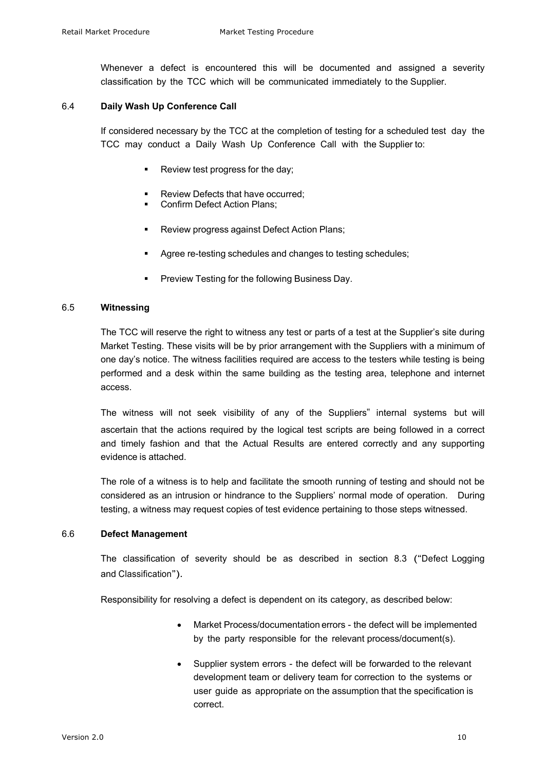Whenever a defect is encountered this will be documented and assigned a severity classification by the TCC which will be communicated immediately to the Supplier.

### 6.4 Daily Wash Up Conference Call

If considered necessary by the TCC at the completion of testing for a scheduled test day the TCC may conduct a Daily Wash Up Conference Call with the Supplier to:

- Review test progress for the day;
- Review Defects that have occurred;
- Confirm Defect Action Plans;
- Review progress against Defect Action Plans;
- Agree re-testing schedules and changes to testing schedules;
- Preview Testing for the following Business Day.

### 6.5 Witnessing

The TCC will reserve the right to witness any test or parts of a test at the Supplier's site during Market Testing. These visits will be by prior arrangement with the Suppliers with a minimum of one day's notice. The witness facilities required are access to the testers while testing is being performed and a desk within the same building as the testing area, telephone and internet access.

The witness will not seek visibility of any of the Suppliers" internal systems but will ascertain that the actions required by the logical test scripts are being followed in a correct and timely fashion and that the Actual Results are entered correctly and any supporting evidence is attached.

The role of a witness is to help and facilitate the smooth running of testing and should not be considered as an intrusion or hindrance to the Suppliers' normal mode of operation. During testing, a witness may request copies of test evidence pertaining to those steps witnessed.

### 6.6 Defect Management

The classification of severity should be as described in section 8.3 ("Defect Logging and Classification").

Responsibility for resolving a defect is dependent on its category, as described below:

- Market Process/documentation errors - the defect will be implemented by the party responsible for the relevant process/document(s).
- Supplier system errors - the defect will be forwarded to the relevant development team or delivery team for correction to the systems or user guide as appropriate on the assumption that the specification is correct.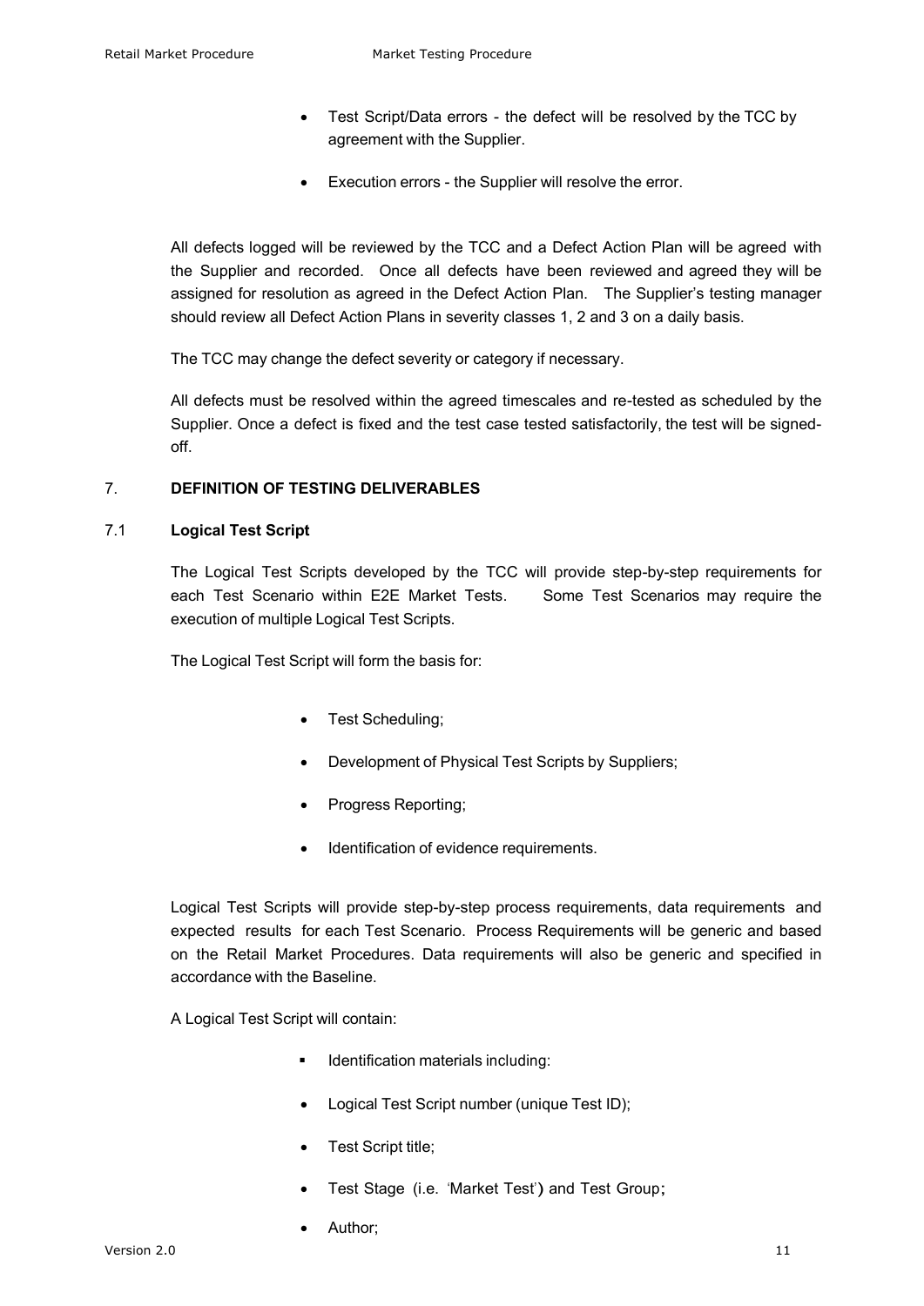- Test Script/Data errors - the defect will be resolved by the TCC by agreement with the Supplier.
- Execution errors - the Supplier will resolve the error.

All defects logged will be reviewed by the TCC and a Defect Action Plan will be agreed with the Supplier and recorded. Once all defects have been reviewed and agreed they will be assigned for resolution as agreed in the Defect Action Plan. The Supplier's testing manager should review all Defect Action Plans in severity classes 1, 2 and 3 on a daily basis.

The TCC may change the defect severity or category if necessary.

All defects must be resolved within the agreed timescales and re-tested as scheduled by the Supplier. Once a defect is fixed and the test case tested satisfactorily, the test will be signed-off.

## 7. DEFINITION OF TESTING DELIVERABLES

### 7.1 Logical Test Script

The Logical Test Scripts developed by the TCC will provide step-by-step requirements for each Test Scenario within E2E Market Tests. Some Test Scenarios may require the execution of multiple Logical Test Scripts.

The Logical Test Script will form the basis for:

- Test Scheduling;
- Development of Physical Test Scripts by Suppliers;
- Progress Reporting;
- Identification of evidence requirements.

Logical Test Scripts will provide step-by-step process requirements, data requirements and expected results for each Test Scenario. Process Requirements will be generic and based on the Retail Market Procedures. Data requirements will also be generic and specified in accordance with the Baseline.

A Logical Test Script will contain:

- Identification materials including:
- Logical Test Script number (unique Test ID);
- Test Script title;
- Test Stage (i.e. 'Market Test') and Test Group;
- Author;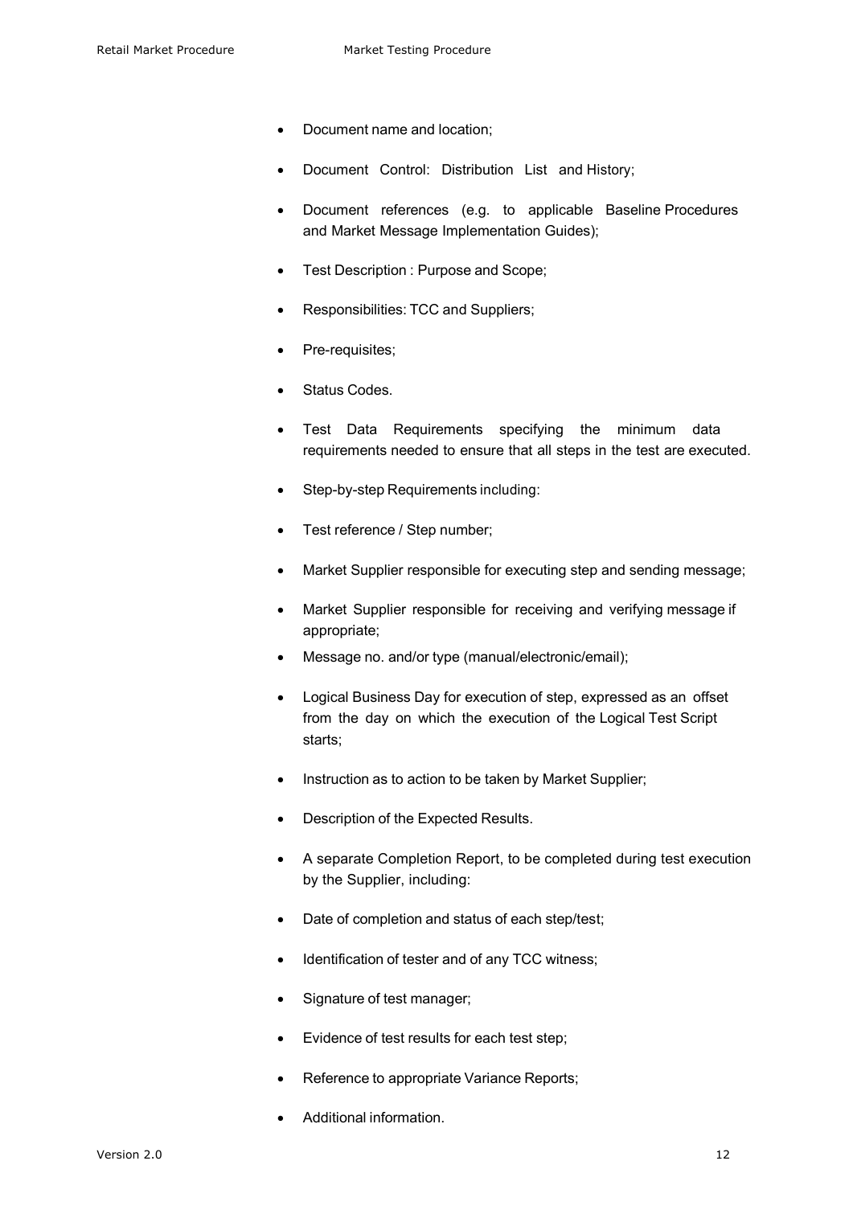- Document name and location;
- Document Control: Distribution List and History;
- Document references (e.g. to applicable Baseline Procedures and Market Message Implementation Guides);
- Test Description : Purpose and Scope;
- Responsibilities: TCC and Suppliers;
- Pre-requisites;
- Status Codes.
- Test Data Requirements specifying the minimum data requirements needed to ensure that all steps in the test are executed.
- Step-by-step Requirements including:
- Test reference / Step number;
- Market Supplier responsible for executing step and sending message;
- Market Supplier responsible for receiving and verifying message if appropriate;
- Message no. and/or type (manual/electronic/email);
- Logical Business Day for execution of step, expressed as an offset from the day on which the execution of the Logical Test Script starts;
- Instruction as to action to be taken by Market Supplier;
- Description of the Expected Results.
- A separate Completion Report, to be completed during test execution by the Supplier, including:
- Date of completion and status of each step/test;
- Identification of tester and of any TCC witness;
- Signature of test manager;
- Evidence of test results for each test step;
- Reference to appropriate Variance Reports;
- Additional information.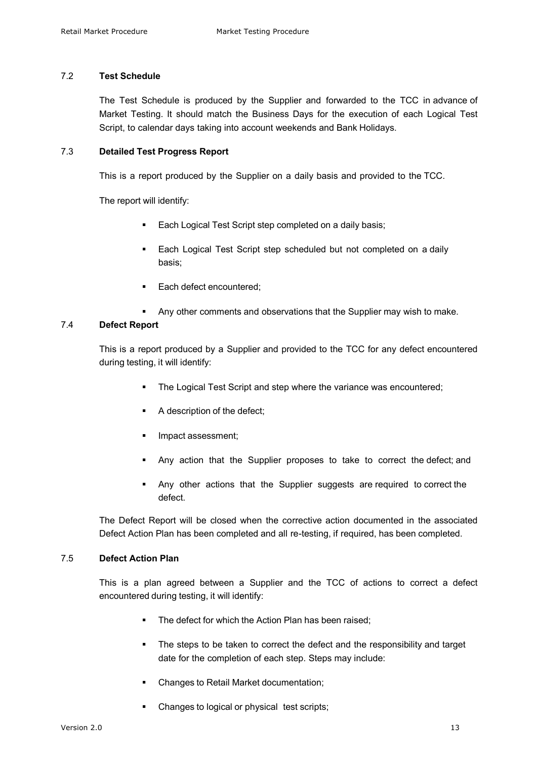### 7.2 **Test Schedule**

The Test Schedule is produced by the Supplier and forwarded to the TCC in advance of Market Testing. It should match the Business Days for the execution of each Logical Test Script, to calendar days taking into account weekends and Bank Holidays.

### 7.3 **Detailed Test Progress Report**

This is a report produced by the Supplier on a daily basis and provided to the TCC.

The report will identify:

- Each Logical Test Script step completed on a daily basis;
- Each Logical Test Script step scheduled but not completed on a daily basis;
- Each defect encountered;
- Any other comments and observations that the Supplier may wish to make.

### 7.4 **Defect Report**

This is a report produced by a Supplier and provided to the TCC for any defect encountered during testing, it will identify:

- The Logical Test Script and step where the variance was encountered;
- A description of the defect;
- Impact assessment;
- Any action that the Supplier proposes to take to correct the defect; and
- Any other actions that the Supplier suggests are required to correct the defect.

The Defect Report will be closed when the corrective action documented in the associated Defect Action Plan has been completed and all re-testing, if required, has been completed.

### 7.5 **Defect Action Plan**

This is a plan agreed between a Supplier and the TCC of actions to correct a defect encountered during testing, it will identify:

- The defect for which the Action Plan has been raised;
- The steps to be taken to correct the defect and the responsibility and target date for the completion of each step. Steps may include:
- Changes to Retail Market documentation;
- Changes to logical or physical test scripts;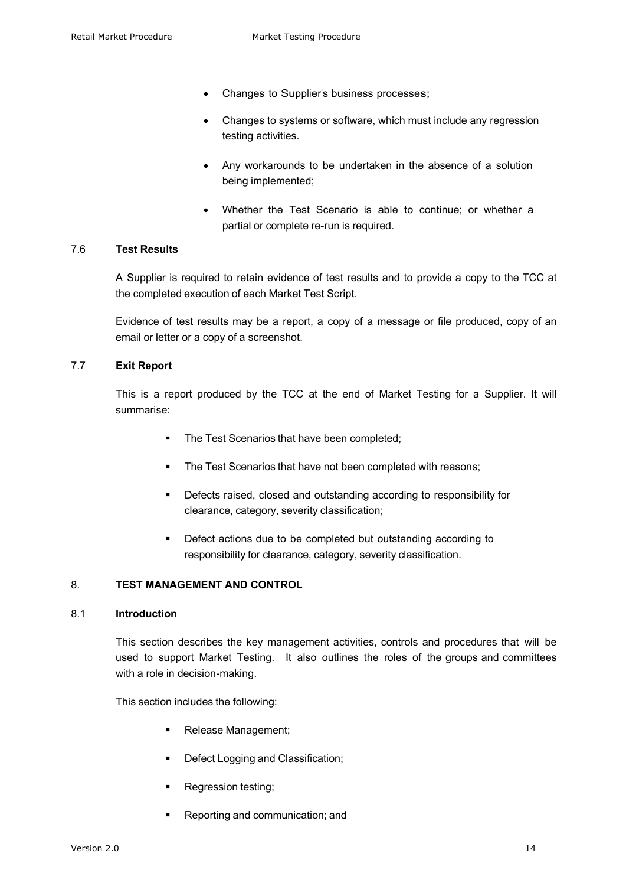- Changes to Supplier's business processes;
- Changes to systems or software, which must include any regression testing activities.
- Any workarounds to be undertaken in the absence of a solution being implemented;
- Whether the Test Scenario is able to continue; or whether a partial or complete re-run is required.

### 7.6 **Test Results**

A Supplier is required to retain evidence of test results and to provide a copy to the TCC at the completed execution of each Market Test Script.

Evidence of test results may be a report, a copy of a message or file produced, copy of an email or letter or a copy of a screenshot.

### 7.7 **Exit Report**

This is a report produced by the TCC at the end of Market Testing for a Supplier. It will summarise:

- The Test Scenarios that have been completed;
- The Test Scenarios that have not been completed with reasons;
- Defects raised, closed and outstanding according to responsibility for clearance, category, severity classification;
- Defect actions due to be completed but outstanding according to responsibility for clearance, category, severity classification.

## 8. **TEST MANAGEMENT AND CONTROL**

### 8.1 **Introduction**

This section describes the key management activities, controls and procedures that will be used to support Market Testing. It also outlines the roles of the groups and committees with a role in decision-making.

This section includes the following:

- Release Management;
- Defect Logging and Classification;
- Regression testing;
- Reporting and communication; and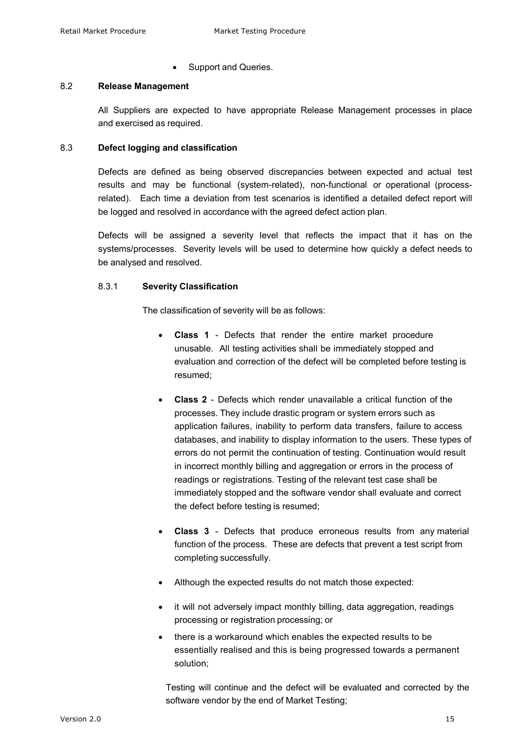- Support and Queries.

## 8.2 Release Management

All Suppliers are expected to have appropriate Release Management processes in place and exercised as required.

## 8.3 Defect logging and classification

Defects are defined as being observed discrepancies between expected and actual test results and may be functional (system-related), non-functional or operational (process-related). Each time a deviation from test scenarios is identified a detailed defect report will be logged and resolved in accordance with the agreed defect action plan.

Defects will be assigned a severity level that reflects the impact that it has on the systems/processes. Severity levels will be used to determine how quickly a defect needs to be analysed and resolved.

### 8.3.1 Severity Classification

The classification of severity will be as follows:

- **Class 1** - Defects that render the entire market procedure unusable. All testing activities shall be immediately stopped and evaluation and correction of the defect will be completed before testing is resumed;

- **Class 2** - Defects which render unavailable a critical function of the processes. They include drastic program or system errors such as application failures, inability to perform data transfers, failure to access databases, and inability to display information to the users. These types of errors do not permit the continuation of testing. Continuation would result in incorrect monthly billing and aggregation or errors in the process of readings or registrations. Testing of the relevant test case shall be immediately stopped and the software vendor shall evaluate and correct the defect before testing is resumed;

- **Class 3** - Defects that produce erroneous results from any material function of the process. These are defects that prevent a test script from completing successfully.

- Although the expected results do not match those expected:

- it will not adversely impact monthly billing, data aggregation, readings processing or registration processing; or

- there is a workaround which enables the expected results to be essentially realised and this is being progressed towards a permanent solution;

Testing will continue and the defect will be evaluated and corrected by the software vendor by the end of Market Testing;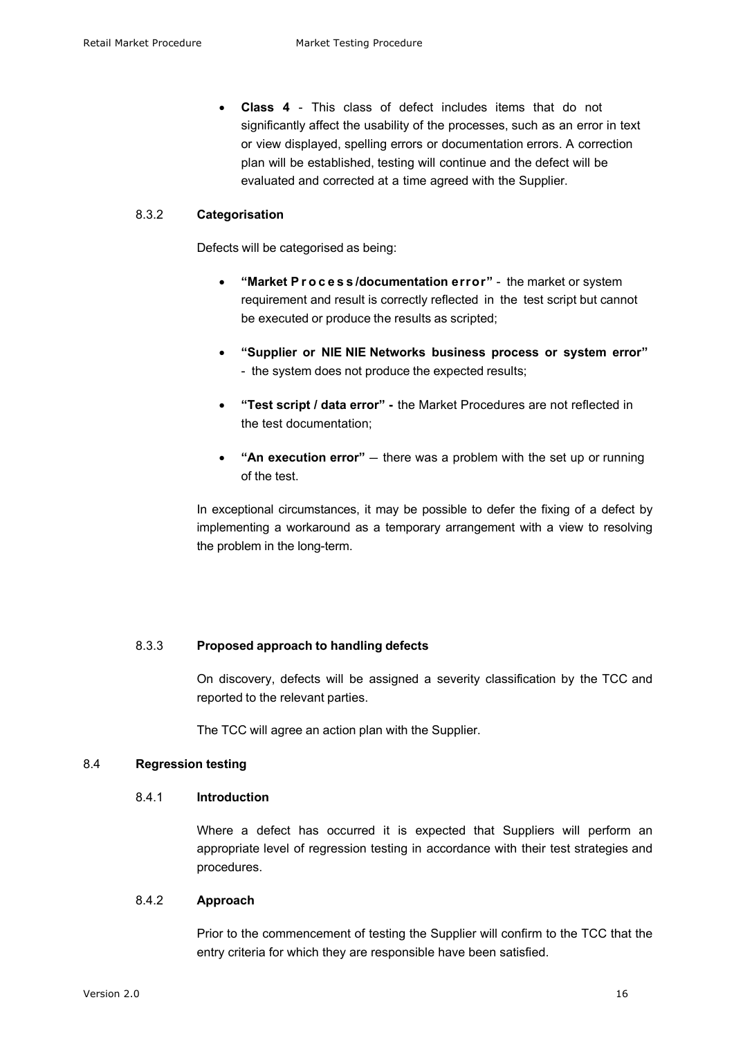- **Class 4** - This class of defect includes items that do not significantly affect the usability of the processes, such as an error in text or view displayed, spelling errors or documentation errors. A correction plan will be established, testing will continue and the defect will be evaluated and corrected at a time agreed with the Supplier.

#### 8.3.2 **Categorisation**

Defects will be categorised as being:

- **"Market Process/documentation error"** - the market or system requirement and result is correctly reflected in the test script but cannot be executed or produce the results as scripted;

- **"Supplier or NIE NIE Networks business process or system error"** - the system does not produce the expected results;

- **"Test script / data error" -** the Market Procedures are not reflected in the test documentation;

- **"An execution error"** – there was a problem with the set up or running of the test.

In exceptional circumstances, it may be possible to defer the fixing of a defect by implementing a workaround as a temporary arrangement with a view to resolving the problem in the long-term.

#### 8.3.3 **Proposed approach to handling defects**

On discovery, defects will be assigned a severity classification by the TCC and reported to the relevant parties.

The TCC will agree an action plan with the Supplier.

### 8.4 **Regression testing**

#### 8.4.1 **Introduction**

Where a defect has occurred it is expected that Suppliers will perform an appropriate level of regression testing in accordance with their test strategies and procedures.

#### 8.4.2 **Approach**

Prior to the commencement of testing the Supplier will confirm to the TCC that the entry criteria for which they are responsible have been satisfied.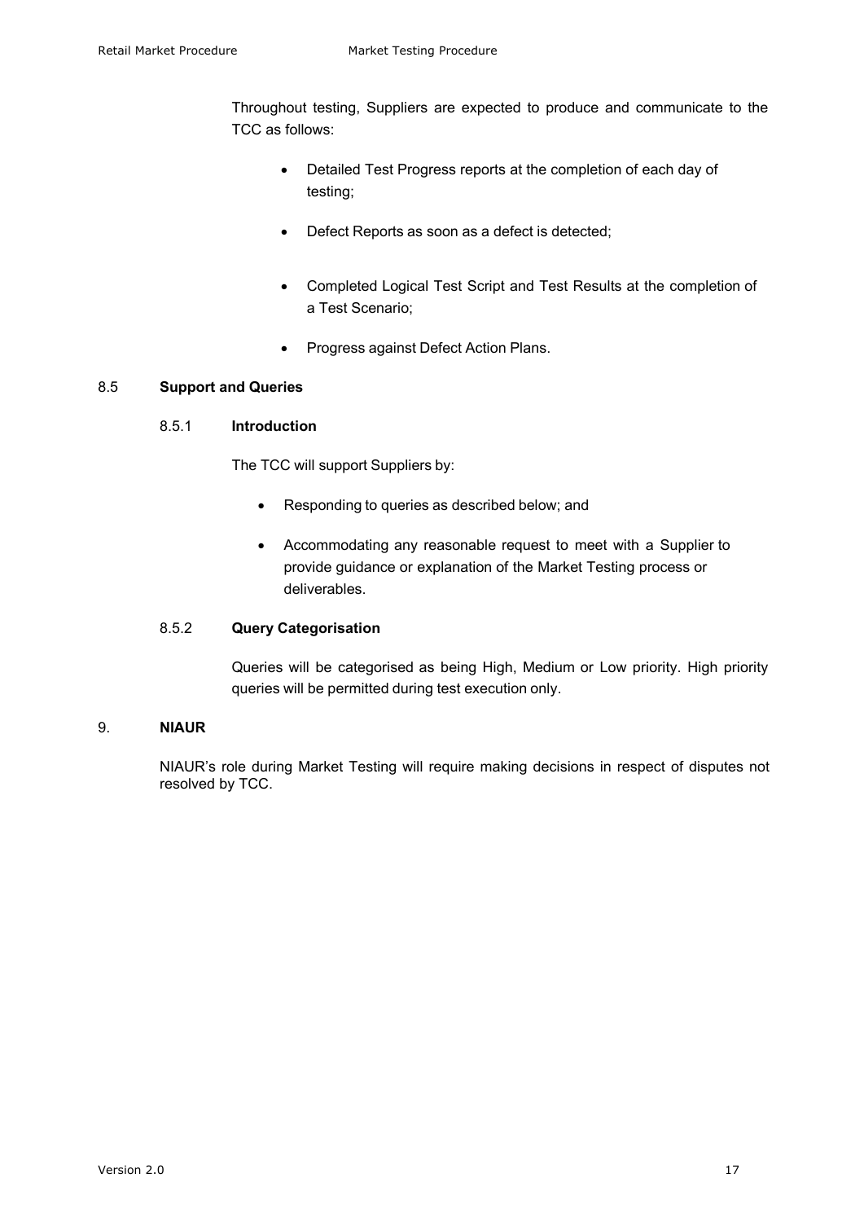Throughout testing, Suppliers are expected to produce and communicate to the TCC as follows:

- Detailed Test Progress reports at the completion of each day of testing;
- Defect Reports as soon as a defect is detected;
- Completed Logical Test Script and Test Results at the completion of a Test Scenario;
- Progress against Defect Action Plans.

## 8.5 Support and Queries

### 8.5.1 Introduction

The TCC will support Suppliers by:

- Responding to queries as described below; and
- Accommodating any reasonable request to meet with a Supplier to provide guidance or explanation of the Market Testing process or deliverables.

### 8.5.2 Query Categorisation

Queries will be categorised as being High, Medium or Low priority. High priority queries will be permitted during test execution only.

# 9. NIAUR

NIAUR's role during Market Testing will require making decisions in respect of disputes not resolved by TCC.